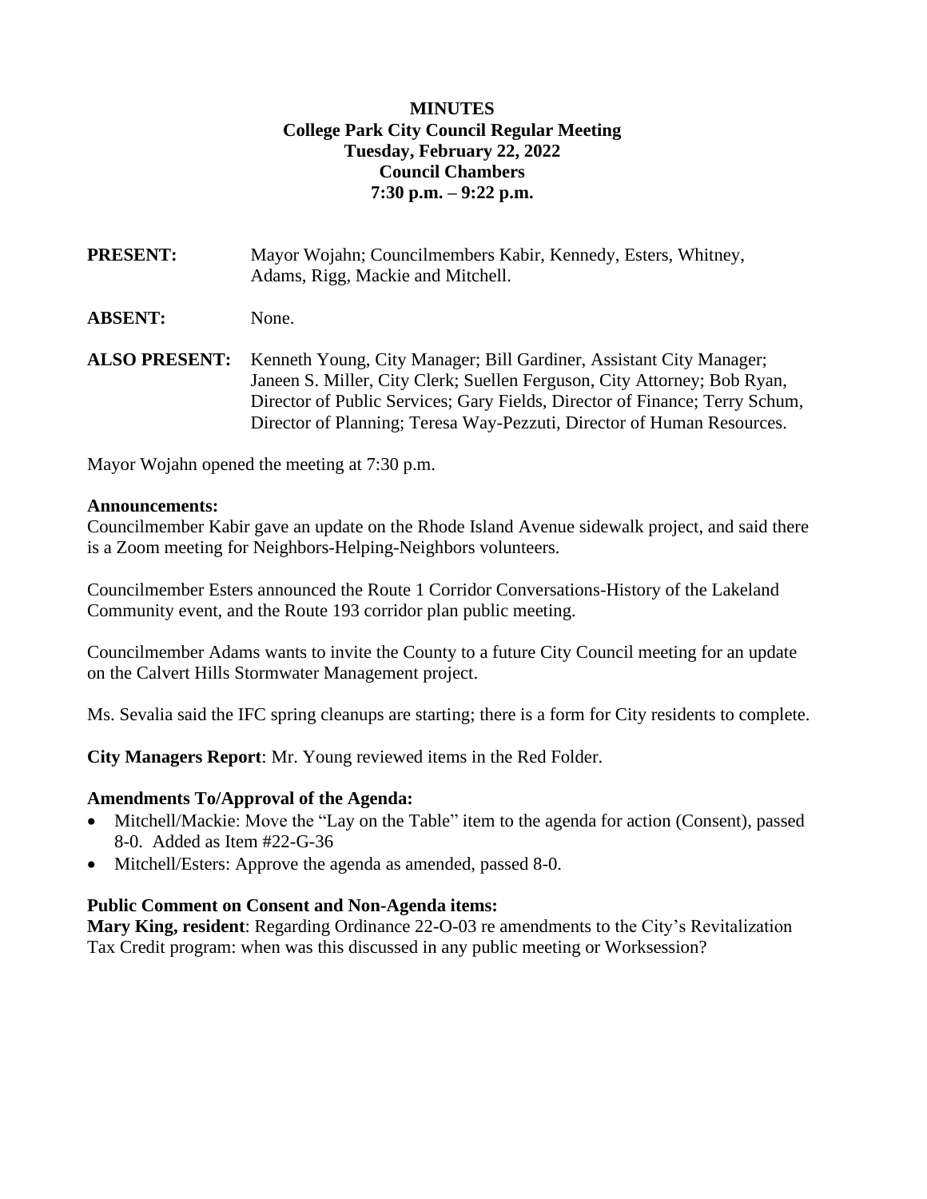# MINUTES

## College Park City Council Regular Meeting
## Tuesday, February 22, 2022
## Council Chambers
## 7:30 p.m. – 9:22 p.m.

**PRESENT:** Mayor Wojahn; Councilmembers Kabir, Kennedy, Esters, Whitney, Adams, Rigg, Mackie and Mitchell.

**ABSENT:** None.

**ALSO PRESENT:** Kenneth Young, City Manager; Bill Gardiner, Assistant City Manager; Janeen S. Miller, City Clerk; Suellen Ferguson, City Attorney; Bob Ryan, Director of Public Services; Gary Fields, Director of Finance; Terry Schum, Director of Planning; Teresa Way-Pezzuti, Director of Human Resources.

Mayor Wojahn opened the meeting at 7:30 p.m.

**Announcements:**

Councilmember Kabir gave an update on the Rhode Island Avenue sidewalk project, and said there is a Zoom meeting for Neighbors-Helping-Neighbors volunteers.

Councilmember Esters announced the Route 1 Corridor Conversations-History of the Lakeland Community event, and the Route 193 corridor plan public meeting.

Councilmember Adams wants to invite the County to a future City Council meeting for an update on the Calvert Hills Stormwater Management project.

Ms. Sevalia said the IFC spring cleanups are starting; there is a form for City residents to complete.

**City Managers Report**: Mr. Young reviewed items in the Red Folder.

**Amendments To/Approval of the Agenda:**

- Mitchell/Mackie: Move the "Lay on the Table" item to the agenda for action (Consent), passed 8-0. Added as Item #22-G-36
- Mitchell/Esters: Approve the agenda as amended, passed 8-0.

**Public Comment on Consent and Non-Agenda items:**

**Mary King, resident**: Regarding Ordinance 22-O-03 re amendments to the City's Revitalization Tax Credit program: when was this discussed in any public meeting or Worksession?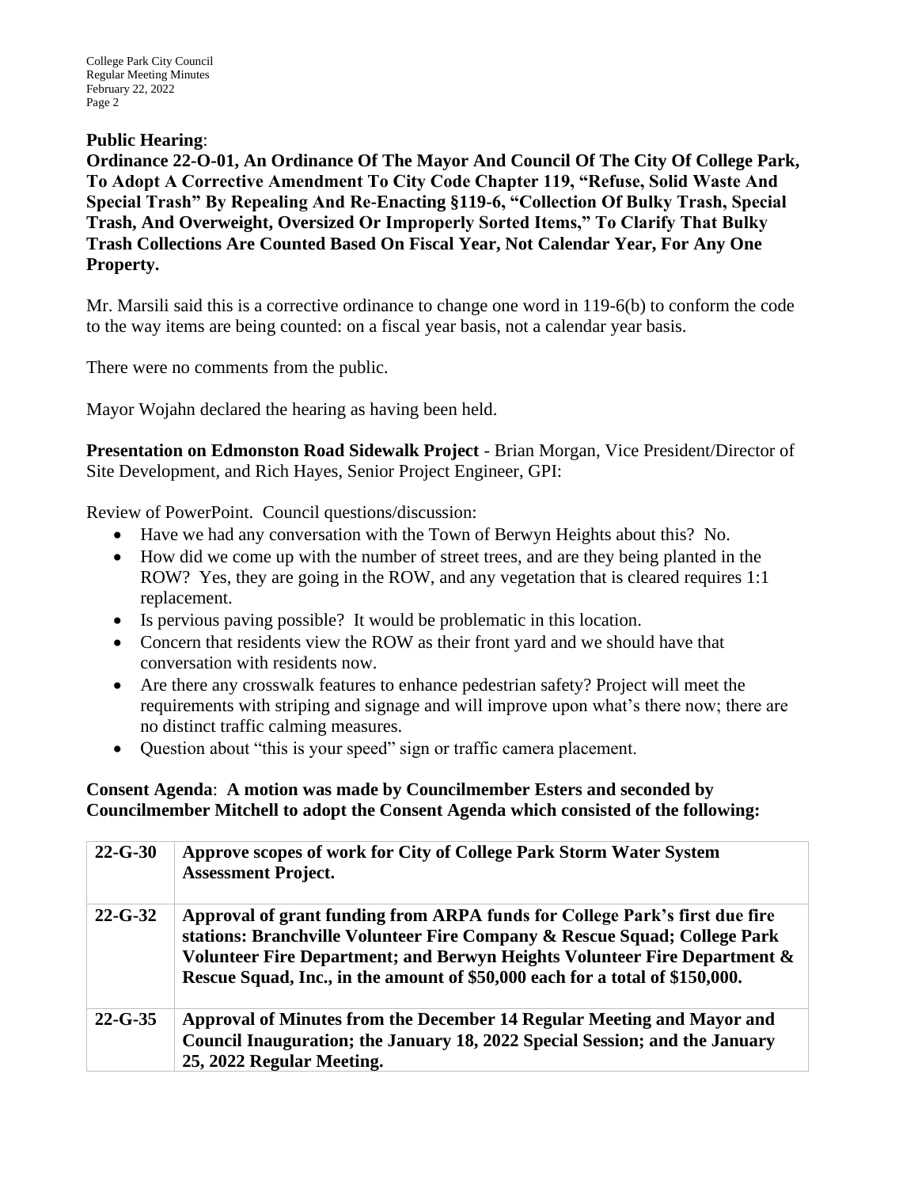**Public Hearing**:
**Ordinance 22-O-01, An Ordinance Of The Mayor And Council Of The City Of College Park, To Adopt A Corrective Amendment To City Code Chapter 119, "Refuse, Solid Waste And Special Trash" By Repealing And Re-Enacting §119-6, "Collection Of Bulky Trash, Special Trash, And Overweight, Oversized Or Improperly Sorted Items," To Clarify That Bulky Trash Collections Are Counted Based On Fiscal Year, Not Calendar Year, For Any One Property.**

Mr. Marsili said this is a corrective ordinance to change one word in 119-6(b) to conform the code to the way items are being counted: on a fiscal year basis, not a calendar year basis.

There were no comments from the public.

Mayor Wojahn declared the hearing as having been held.

**Presentation on Edmonston Road Sidewalk Project** - Brian Morgan, Vice President/Director of Site Development, and Rich Hayes, Senior Project Engineer, GPI:

Review of PowerPoint. Council questions/discussion:

- Have we had any conversation with the Town of Berwyn Heights about this? No.
- How did we come up with the number of street trees, and are they being planted in the ROW? Yes, they are going in the ROW, and any vegetation that is cleared requires 1:1 replacement.
- Is pervious paving possible? It would be problematic in this location.
- Concern that residents view the ROW as their front yard and we should have that conversation with residents now.
- Are there any crosswalk features to enhance pedestrian safety? Project will meet the requirements with striping and signage and will improve upon what's there now; there are no distinct traffic calming measures.
- Question about "this is your speed" sign or traffic camera placement.

**Consent Agenda**: **A motion was made by Councilmember Esters and seconded by Councilmember Mitchell to adopt the Consent Agenda which consisted of the following:**

| | |
|---|---|
| **22-G-30** | **Approve scopes of work for City of College Park Storm Water System Assessment Project.** |
| **22-G-32** | **Approval of grant funding from ARPA funds for College Park's first due fire stations: Branchville Volunteer Fire Company & Rescue Squad; College Park Volunteer Fire Department; and Berwyn Heights Volunteer Fire Department & Rescue Squad, Inc., in the amount of $50,000 each for a total of $150,000.** |
| **22-G-35** | **Approval of Minutes from the December 14 Regular Meeting and Mayor and Council Inauguration; the January 18, 2022 Special Session; and the January 25, 2022 Regular Meeting.** |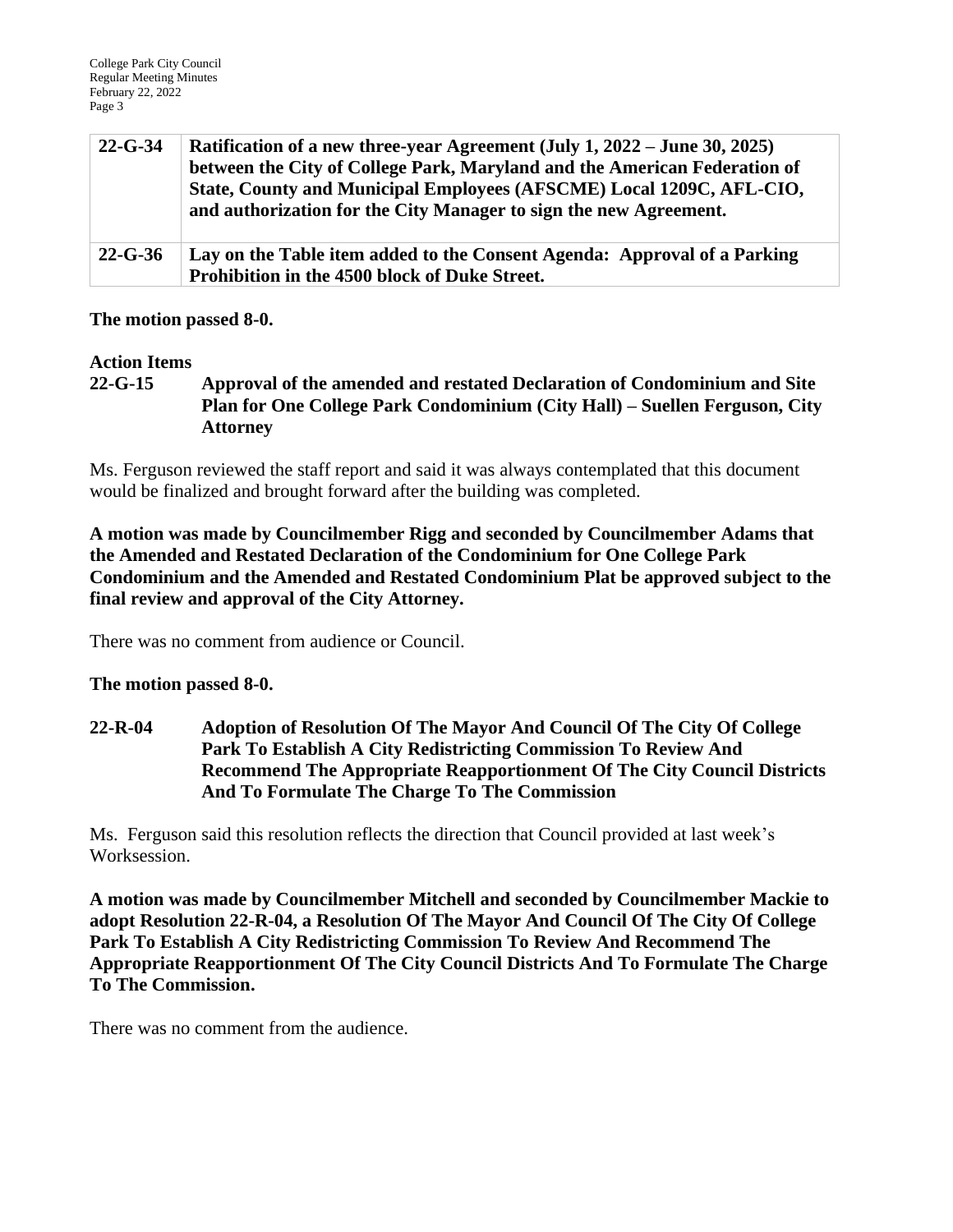| **22-G-34** | **Ratification of a new three-year Agreement (July 1, 2022 – June 30, 2025) between the City of College Park, Maryland and the American Federation of State, County and Municipal Employees (AFSCME) Local 1209C, AFL-CIO, and authorization for the City Manager to sign the new Agreement.** |
|---|---|
| **22-G-36** | **Lay on the Table item added to the Consent Agenda: Approval of a Parking Prohibition in the 4500 block of Duke Street.** |

**The motion passed 8-0.**

**Action Items**

**22-G-15 Approval of the amended and restated Declaration of Condominium and Site Plan for One College Park Condominium (City Hall) – Suellen Ferguson, City Attorney**

Ms. Ferguson reviewed the staff report and said it was always contemplated that this document would be finalized and brought forward after the building was completed.

**A motion was made by Councilmember Rigg and seconded by Councilmember Adams that the Amended and Restated Declaration of the Condominium for One College Park Condominium and the Amended and Restated Condominium Plat be approved subject to the final review and approval of the City Attorney.**

There was no comment from audience or Council.

**The motion passed 8-0.**

**22-R-04 Adoption of Resolution Of The Mayor And Council Of The City Of College Park To Establish A City Redistricting Commission To Review And Recommend The Appropriate Reapportionment Of The City Council Districts And To Formulate The Charge To The Commission**

Ms. Ferguson said this resolution reflects the direction that Council provided at last week's Worksession.

**A motion was made by Councilmember Mitchell and seconded by Councilmember Mackie to adopt Resolution 22-R-04, a Resolution Of The Mayor And Council Of The City Of College Park To Establish A City Redistricting Commission To Review And Recommend The Appropriate Reapportionment Of The City Council Districts And To Formulate The Charge To The Commission.**

There was no comment from the audience.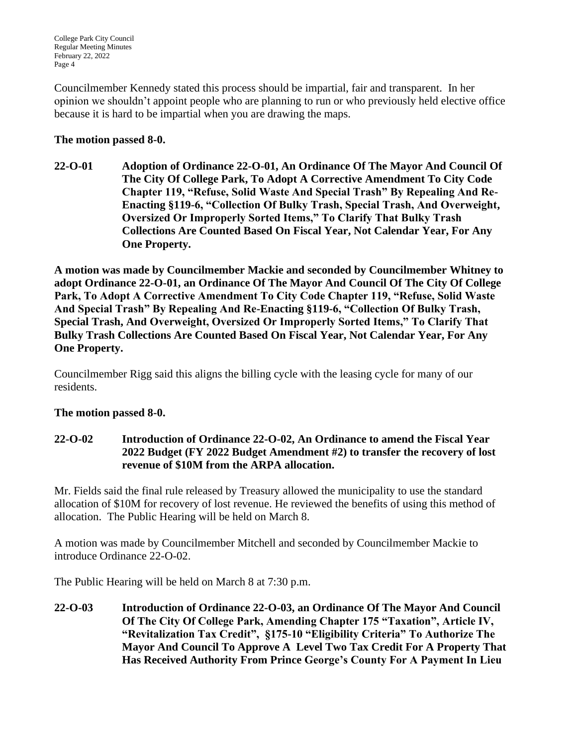Councilmember Kennedy stated this process should be impartial, fair and transparent. In her opinion we shouldn't appoint people who are planning to run or who previously held elective office because it is hard to be impartial when you are drawing the maps.

**The motion passed 8-0.**

**22-O-01 Adoption of Ordinance 22-O-01, An Ordinance Of The Mayor And Council Of The City Of College Park, To Adopt A Corrective Amendment To City Code Chapter 119, "Refuse, Solid Waste And Special Trash" By Repealing And Re-Enacting §119-6, "Collection Of Bulky Trash, Special Trash, And Overweight, Oversized Or Improperly Sorted Items," To Clarify That Bulky Trash Collections Are Counted Based On Fiscal Year, Not Calendar Year, For Any One Property.**

**A motion was made by Councilmember Mackie and seconded by Councilmember Whitney to adopt Ordinance 22-O-01, an Ordinance Of The Mayor And Council Of The City Of College Park, To Adopt A Corrective Amendment To City Code Chapter 119, "Refuse, Solid Waste And Special Trash" By Repealing And Re-Enacting §119-6, "Collection Of Bulky Trash, Special Trash, And Overweight, Oversized Or Improperly Sorted Items," To Clarify That Bulky Trash Collections Are Counted Based On Fiscal Year, Not Calendar Year, For Any One Property.**

Councilmember Rigg said this aligns the billing cycle with the leasing cycle for many of our residents.

**The motion passed 8-0.**

**22-O-02 Introduction of Ordinance 22-O-02, An Ordinance to amend the Fiscal Year 2022 Budget (FY 2022 Budget Amendment #2) to transfer the recovery of lost revenue of $10M from the ARPA allocation.**

Mr. Fields said the final rule released by Treasury allowed the municipality to use the standard allocation of $10M for recovery of lost revenue. He reviewed the benefits of using this method of allocation. The Public Hearing will be held on March 8.

A motion was made by Councilmember Mitchell and seconded by Councilmember Mackie to introduce Ordinance 22-O-02.

The Public Hearing will be held on March 8 at 7:30 p.m.

**22-O-03 Introduction of Ordinance 22-O-03, an Ordinance Of The Mayor And Council Of The City Of College Park, Amending Chapter 175 "Taxation", Article IV, "Revitalization Tax Credit", §175-10 "Eligibility Criteria" To Authorize The Mayor And Council To Approve A Level Two Tax Credit For A Property That Has Received Authority From Prince George's County For A Payment In Lieu**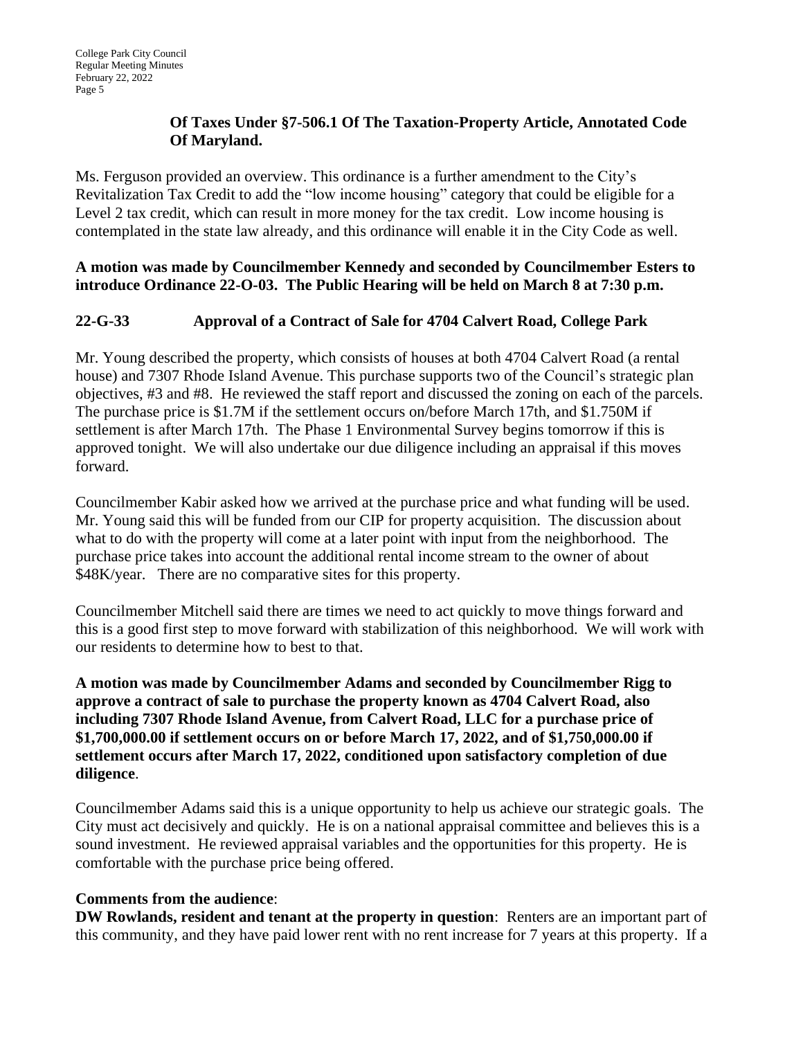**Of Taxes Under §7-506.1 Of The Taxation-Property Article, Annotated Code Of Maryland.**

Ms. Ferguson provided an overview. This ordinance is a further amendment to the City's Revitalization Tax Credit to add the "low income housing" category that could be eligible for a Level 2 tax credit, which can result in more money for the tax credit. Low income housing is contemplated in the state law already, and this ordinance will enable it in the City Code as well.

**A motion was made by Councilmember Kennedy and seconded by Councilmember Esters to introduce Ordinance 22-O-03. The Public Hearing will be held on March 8 at 7:30 p.m.**

**22-G-33 Approval of a Contract of Sale for 4704 Calvert Road, College Park**

Mr. Young described the property, which consists of houses at both 4704 Calvert Road (a rental house) and 7307 Rhode Island Avenue. This purchase supports two of the Council's strategic plan objectives, #3 and #8. He reviewed the staff report and discussed the zoning on each of the parcels. The purchase price is $1.7M if the settlement occurs on/before March 17th, and $1.750M if settlement is after March 17th. The Phase 1 Environmental Survey begins tomorrow if this is approved tonight. We will also undertake our due diligence including an appraisal if this moves forward.

Councilmember Kabir asked how we arrived at the purchase price and what funding will be used. Mr. Young said this will be funded from our CIP for property acquisition. The discussion about what to do with the property will come at a later point with input from the neighborhood. The purchase price takes into account the additional rental income stream to the owner of about $48K/year. There are no comparative sites for this property.

Councilmember Mitchell said there are times we need to act quickly to move things forward and this is a good first step to move forward with stabilization of this neighborhood. We will work with our residents to determine how to best to that.

**A motion was made by Councilmember Adams and seconded by Councilmember Rigg to approve a contract of sale to purchase the property known as 4704 Calvert Road, also including 7307 Rhode Island Avenue, from Calvert Road, LLC for a purchase price of $1,700,000.00 if settlement occurs on or before March 17, 2022, and of $1,750,000.00 if settlement occurs after March 17, 2022, conditioned upon satisfactory completion of due diligence**.

Councilmember Adams said this is a unique opportunity to help us achieve our strategic goals. The City must act decisively and quickly. He is on a national appraisal committee and believes this is a sound investment. He reviewed appraisal variables and the opportunities for this property. He is comfortable with the purchase price being offered.

**Comments from the audience**:
**DW Rowlands, resident and tenant at the property in question**: Renters are an important part of this community, and they have paid lower rent with no rent increase for 7 years at this property. If a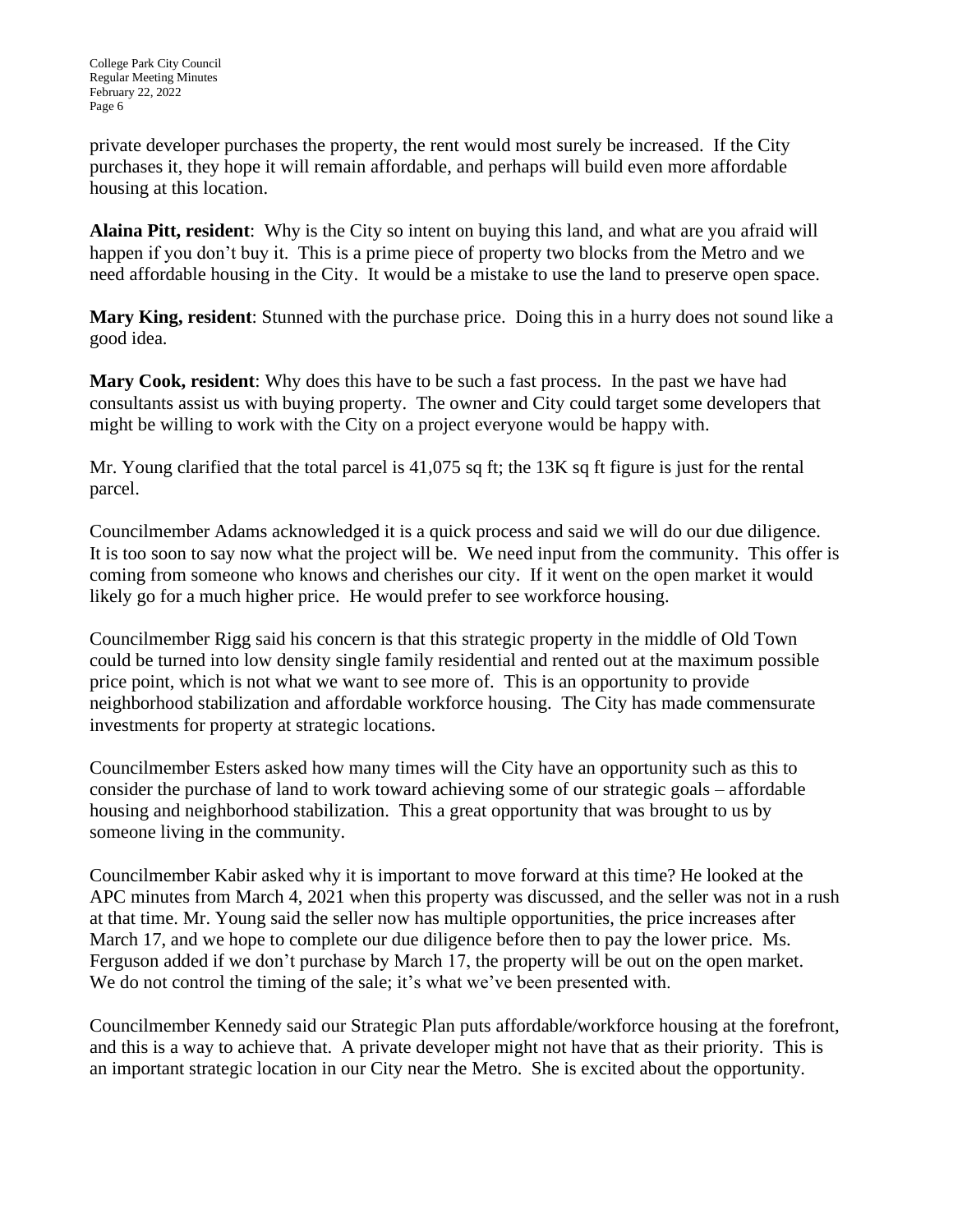private developer purchases the property, the rent would most surely be increased. If the City purchases it, they hope it will remain affordable, and perhaps will build even more affordable housing at this location.

**Alaina Pitt, resident**: Why is the City so intent on buying this land, and what are you afraid will happen if you don't buy it. This is a prime piece of property two blocks from the Metro and we need affordable housing in the City. It would be a mistake to use the land to preserve open space.

**Mary King, resident**: Stunned with the purchase price. Doing this in a hurry does not sound like a good idea.

**Mary Cook, resident**: Why does this have to be such a fast process. In the past we have had consultants assist us with buying property. The owner and City could target some developers that might be willing to work with the City on a project everyone would be happy with.

Mr. Young clarified that the total parcel is 41,075 sq ft; the 13K sq ft figure is just for the rental parcel.

Councilmember Adams acknowledged it is a quick process and said we will do our due diligence. It is too soon to say now what the project will be. We need input from the community. This offer is coming from someone who knows and cherishes our city. If it went on the open market it would likely go for a much higher price. He would prefer to see workforce housing.

Councilmember Rigg said his concern is that this strategic property in the middle of Old Town could be turned into low density single family residential and rented out at the maximum possible price point, which is not what we want to see more of. This is an opportunity to provide neighborhood stabilization and affordable workforce housing. The City has made commensurate investments for property at strategic locations.

Councilmember Esters asked how many times will the City have an opportunity such as this to consider the purchase of land to work toward achieving some of our strategic goals – affordable housing and neighborhood stabilization. This a great opportunity that was brought to us by someone living in the community.

Councilmember Kabir asked why it is important to move forward at this time? He looked at the APC minutes from March 4, 2021 when this property was discussed, and the seller was not in a rush at that time. Mr. Young said the seller now has multiple opportunities, the price increases after March 17, and we hope to complete our due diligence before then to pay the lower price. Ms. Ferguson added if we don't purchase by March 17, the property will be out on the open market. We do not control the timing of the sale; it's what we've been presented with.

Councilmember Kennedy said our Strategic Plan puts affordable/workforce housing at the forefront, and this is a way to achieve that. A private developer might not have that as their priority. This is an important strategic location in our City near the Metro. She is excited about the opportunity.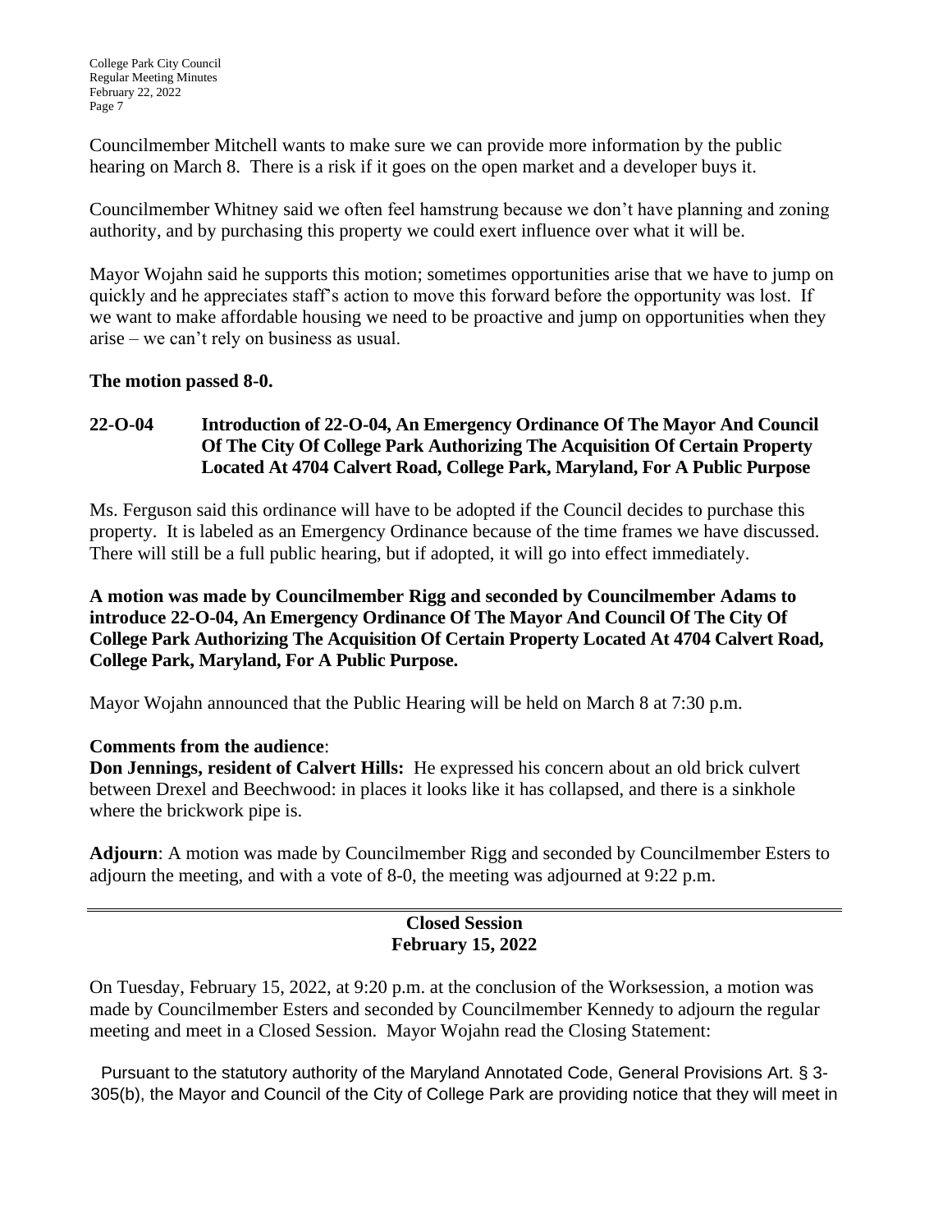Councilmember Mitchell wants to make sure we can provide more information by the public hearing on March 8. There is a risk if it goes on the open market and a developer buys it.

Councilmember Whitney said we often feel hamstrung because we don't have planning and zoning authority, and by purchasing this property we could exert influence over what it will be.

Mayor Wojahn said he supports this motion; sometimes opportunities arise that we have to jump on quickly and he appreciates staff's action to move this forward before the opportunity was lost. If we want to make affordable housing we need to be proactive and jump on opportunities when they arise – we can't rely on business as usual.

**The motion passed 8-0.**

**22-O-04 Introduction of 22-O-04, An Emergency Ordinance Of The Mayor And Council Of The City Of College Park Authorizing The Acquisition Of Certain Property Located At 4704 Calvert Road, College Park, Maryland, For A Public Purpose**

Ms. Ferguson said this ordinance will have to be adopted if the Council decides to purchase this property. It is labeled as an Emergency Ordinance because of the time frames we have discussed. There will still be a full public hearing, but if adopted, it will go into effect immediately.

**A motion was made by Councilmember Rigg and seconded by Councilmember Adams to introduce 22-O-04, An Emergency Ordinance Of The Mayor And Council Of The City Of College Park Authorizing The Acquisition Of Certain Property Located At 4704 Calvert Road, College Park, Maryland, For A Public Purpose.**

Mayor Wojahn announced that the Public Hearing will be held on March 8 at 7:30 p.m.

**Comments from the audience**:

**Don Jennings, resident of Calvert Hills:** He expressed his concern about an old brick culvert between Drexel and Beechwood: in places it looks like it has collapsed, and there is a sinkhole where the brickwork pipe is.

**Adjourn**: A motion was made by Councilmember Rigg and seconded by Councilmember Esters to adjourn the meeting, and with a vote of 8-0, the meeting was adjourned at 9:22 p.m.

---

**Closed Session**
**February 15, 2022**

On Tuesday, February 15, 2022, at 9:20 p.m. at the conclusion of the Worksession, a motion was made by Councilmember Esters and seconded by Councilmember Kennedy to adjourn the regular meeting and meet in a Closed Session. Mayor Wojahn read the Closing Statement:

Pursuant to the statutory authority of the Maryland Annotated Code, General Provisions Art. § 3-305(b), the Mayor and Council of the City of College Park are providing notice that they will meet in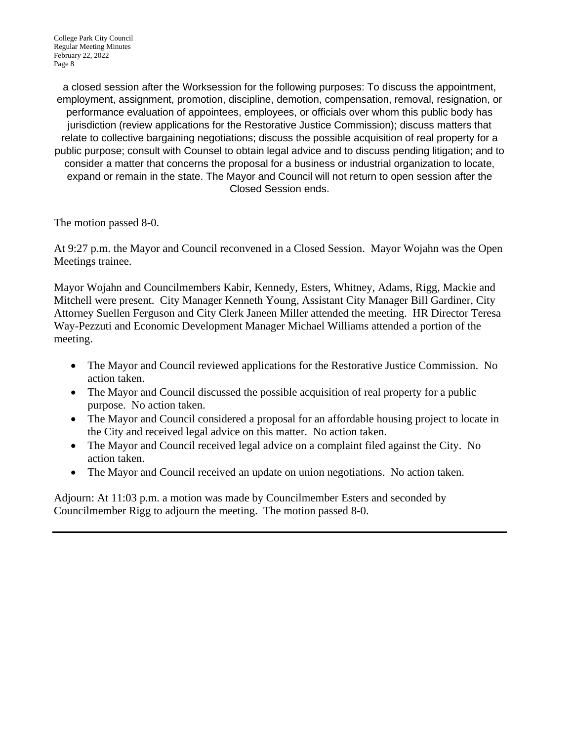a closed session after the Worksession for the following purposes: To discuss the appointment, employment, assignment, promotion, discipline, demotion, compensation, removal, resignation, or performance evaluation of appointees, employees, or officials over whom this public body has jurisdiction (review applications for the Restorative Justice Commission); discuss matters that relate to collective bargaining negotiations; discuss the possible acquisition of real property for a public purpose; consult with Counsel to obtain legal advice and to discuss pending litigation; and to consider a matter that concerns the proposal for a business or industrial organization to locate, expand or remain in the state. The Mayor and Council will not return to open session after the Closed Session ends.

The motion passed 8-0.

At 9:27 p.m. the Mayor and Council reconvened in a Closed Session. Mayor Wojahn was the Open Meetings trainee.

Mayor Wojahn and Councilmembers Kabir, Kennedy, Esters, Whitney, Adams, Rigg, Mackie and Mitchell were present. City Manager Kenneth Young, Assistant City Manager Bill Gardiner, City Attorney Suellen Ferguson and City Clerk Janeen Miller attended the meeting. HR Director Teresa Way-Pezzuti and Economic Development Manager Michael Williams attended a portion of the meeting.

- The Mayor and Council reviewed applications for the Restorative Justice Commission. No action taken.
- The Mayor and Council discussed the possible acquisition of real property for a public purpose. No action taken.
- The Mayor and Council considered a proposal for an affordable housing project to locate in the City and received legal advice on this matter. No action taken.
- The Mayor and Council received legal advice on a complaint filed against the City. No action taken.
- The Mayor and Council received an update on union negotiations. No action taken.

Adjourn: At 11:03 p.m. a motion was made by Councilmember Esters and seconded by Councilmember Rigg to adjourn the meeting. The motion passed 8-0.